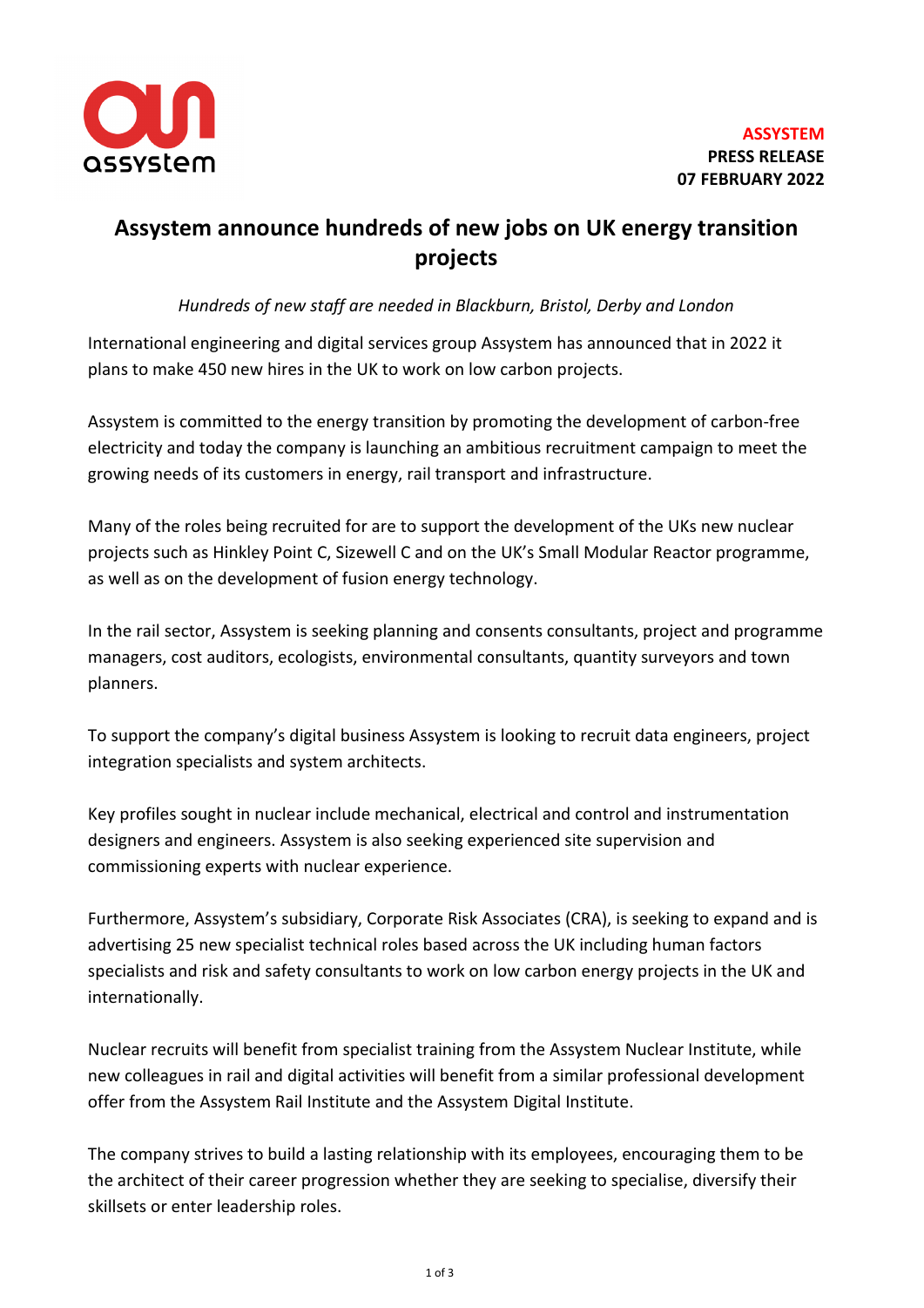**ASSYSTEM**
**PRESS RELEASE**
**07 FEBRUARY 2022**

# Assystem announce hundreds of new jobs on UK energy transition projects

*Hundreds of new staff are needed in Blackburn, Bristol, Derby and London*

International engineering and digital services group Assystem has announced that in 2022 it plans to make 450 new hires in the UK to work on low carbon projects.

Assystem is committed to the energy transition by promoting the development of carbon-free electricity and today the company is launching an ambitious recruitment campaign to meet the growing needs of its customers in energy, rail transport and infrastructure.

Many of the roles being recruited for are to support the development of the UKs new nuclear projects such as Hinkley Point C, Sizewell C and on the UK's Small Modular Reactor programme, as well as on the development of fusion energy technology.

In the rail sector, Assystem is seeking planning and consents consultants, project and programme managers, cost auditors, ecologists, environmental consultants, quantity surveyors and town planners.

To support the company's digital business Assystem is looking to recruit data engineers, project integration specialists and system architects.

Key profiles sought in nuclear include mechanical, electrical and control and instrumentation designers and engineers. Assystem is also seeking experienced site supervision and commissioning experts with nuclear experience.

Furthermore, Assystem's subsidiary, Corporate Risk Associates (CRA), is seeking to expand and is advertising 25 new specialist technical roles based across the UK including human factors specialists and risk and safety consultants to work on low carbon energy projects in the UK and internationally.

Nuclear recruits will benefit from specialist training from the Assystem Nuclear Institute, while new colleagues in rail and digital activities will benefit from a similar professional development offer from the Assystem Rail Institute and the Assystem Digital Institute.

The company strives to build a lasting relationship with its employees, encouraging them to be the architect of their career progression whether they are seeking to specialise, diversify their skillsets or enter leadership roles.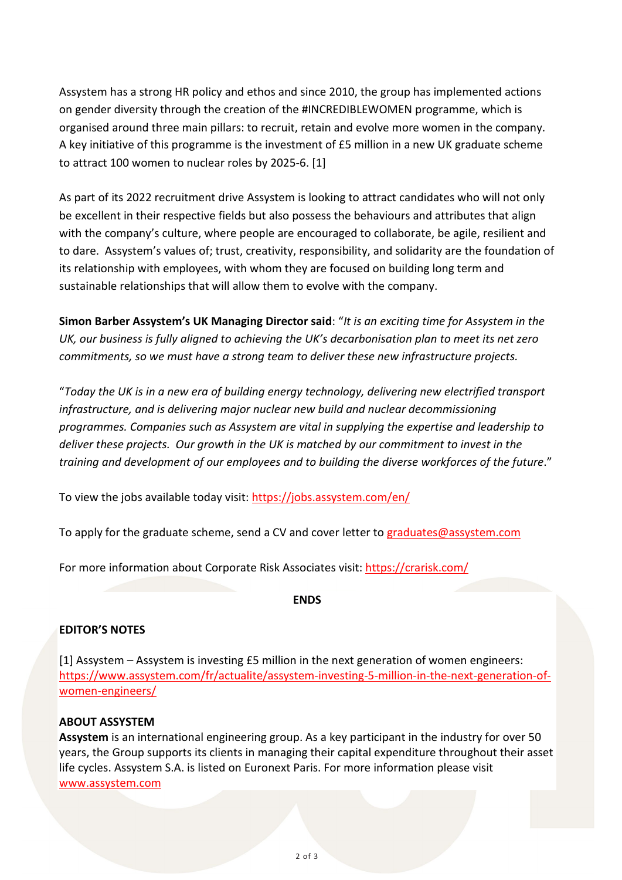Assystem has a strong HR policy and ethos and since 2010, the group has implemented actions on gender diversity through the creation of the #INCREDIBLEWOMEN programme, which is organised around three main pillars: to recruit, retain and evolve more women in the company. A key initiative of this programme is the investment of £5 million in a new UK graduate scheme to attract 100 women to nuclear roles by 2025-6. [1]

As part of its 2022 recruitment drive Assystem is looking to attract candidates who will not only be excellent in their respective fields but also possess the behaviours and attributes that align with the company's culture, where people are encouraged to collaborate, be agile, resilient and to dare. Assystem's values of; trust, creativity, responsibility, and solidarity are the foundation of its relationship with employees, with whom they are focused on building long term and sustainable relationships that will allow them to evolve with the company.

**Simon Barber Assystem's UK Managing Director said**: "*It is an exciting time for Assystem in the UK, our business is fully aligned to achieving the UK's decarbonisation plan to meet its net zero commitments, so we must have a strong team to deliver these new infrastructure projects.*

"*Today the UK is in a new era of building energy technology, delivering new electrified transport infrastructure, and is delivering major nuclear new build and nuclear decommissioning programmes. Companies such as Assystem are vital in supplying the expertise and leadership to deliver these projects. Our growth in the UK is matched by our commitment to invest in the training and development of our employees and to building the diverse workforces of the future*."

To view the jobs available today visit: https://jobs.assystem.com/en/

To apply for the graduate scheme, send a CV and cover letter to graduates@assystem.com

For more information about Corporate Risk Associates visit: https://crarisk.com/

**ENDS**

**EDITOR'S NOTES**

[1] Assystem – Assystem is investing £5 million in the next generation of women engineers: https://www.assystem.com/fr/actualite/assystem-investing-5-million-in-the-next-generation-of-women-engineers/

**ABOUT ASSYSTEM**

**Assystem** is an international engineering group. As a key participant in the industry for over 50 years, the Group supports its clients in managing their capital expenditure throughout their asset life cycles. Assystem S.A. is listed on Euronext Paris. For more information please visit www.assystem.com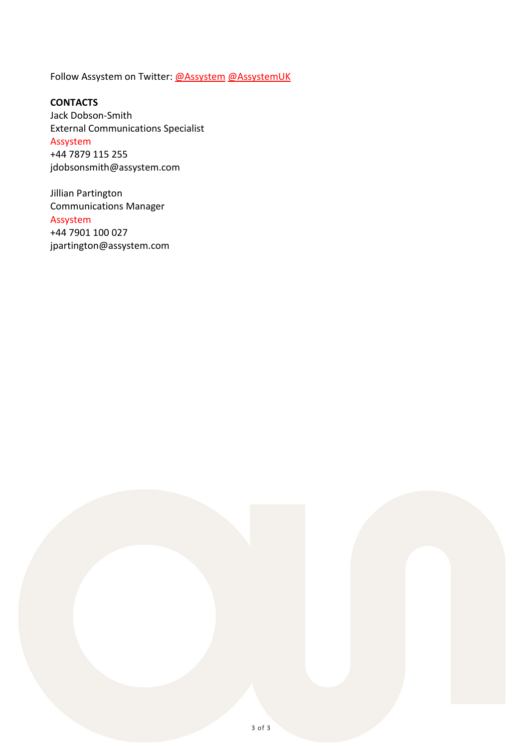Follow Assystem on Twitter: @Assystem @AssystemUK

**CONTACTS**

Jack Dobson-Smith
External Communications Specialist
Assystem
+44 7879 115 255
jdobsonsmith@assystem.com

Jillian Partington
Communications Manager
Assystem
+44 7901 100 027
jpartington@assystem.com